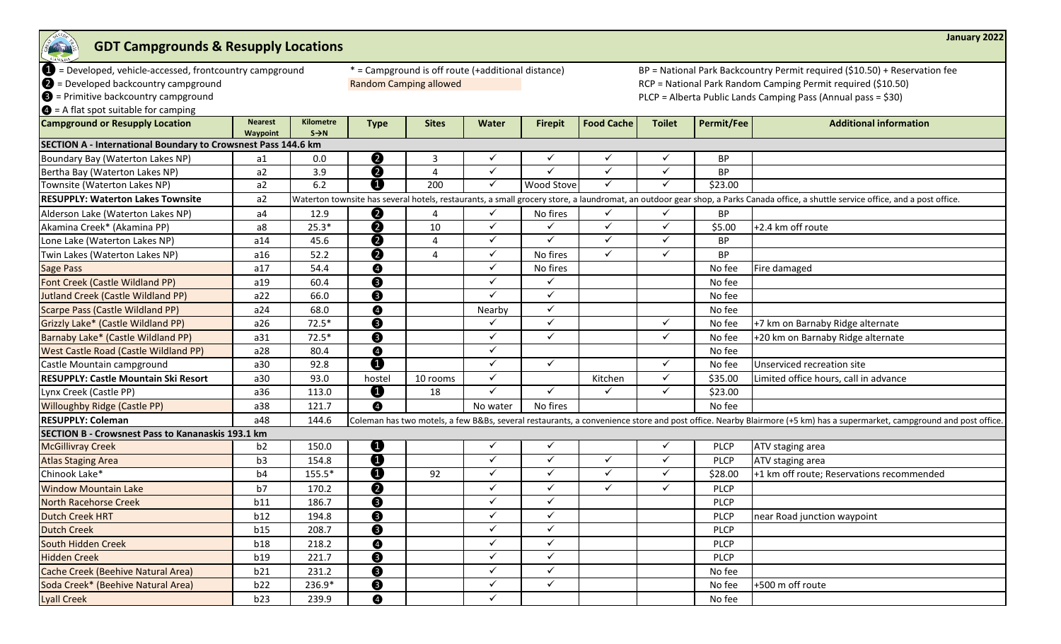# GDT Campgrounds & Resupply Locations

January 2022

❶ = Developed, vehicle-accessed, frontcountry campground
❷ = Developed backcountry campground
❸ = Primitive backcountry campground
❹ = A flat spot suitable for camping

* = Campground is off route (+additional distance)
Random Camping allowed

BP = National Park Backcountry Permit required ($10.50) + Reservation fee
RCP = National Park Random Camping Permit required ($10.50)
PLCP = Alberta Public Lands Camping Pass (Annual pass = $30)

| Campground or Resupply Location | Nearest Waypoint | Kilometre S→N | Type | Sites | Water | Firepit | Food Cache | Toilet | Permit/Fee | Additional information |
|---|---|---|---|---|---|---|---|---|---|---|
| **SECTION A - International Boundary to Crowsnest Pass 144.6 km** | | | | | | | | | | |
| Boundary Bay (Waterton Lakes NP) | a1 | 0.0 | ❷ | 3 | ✓ | ✓ | ✓ | ✓ | BP | |
| Bertha Bay (Waterton Lakes NP) | a2 | 3.9 | ❷ | 4 | ✓ | ✓ | ✓ | ✓ | BP | |
| Townsite (Waterton Lakes NP) | a2 | 6.2 | ❶ | 200 | ✓ | Wood Stove | ✓ | ✓ | $23.00 | |
| **RESUPPLY: Waterton Lakes Townsite** | a2 | Waterton townsite has several hotels, restaurants, a small grocery store, a laundromat, an outdoor gear shop, a Parks Canada office, a shuttle service office, and a post office. | | | | | | | | |
| Alderson Lake (Waterton Lakes NP) | a4 | 12.9 | ❷ | 4 | ✓ | No fires | ✓ | ✓ | BP | |
| Akamina Creek* (Akamina PP) | a8 | 25.3* | ❷ | 10 | ✓ | ✓ | ✓ | ✓ | $5.00 | +2.4 km off route |
| Lone Lake (Waterton Lakes NP) | a14 | 45.6 | ❷ | 4 | ✓ | ✓ | ✓ | ✓ | BP | |
| Twin Lakes (Waterton Lakes NP) | a16 | 52.2 | ❷ | 4 | ✓ | No fires | ✓ | ✓ | BP | |
| Sage Pass | a17 | 54.4 | ❹ | | ✓ | No fires | | | No fee | Fire damaged |
| Font Creek (Castle Wildland PP) | a19 | 60.4 | ❸ | | ✓ | ✓ | | | No fee | |
| Jutland Creek (Castle Wildland PP) | a22 | 66.0 | ❸ | | ✓ | ✓ | | | No fee | |
| Scarpe Pass (Castle Wildland PP) | a24 | 68.0 | ❹ | | Nearby | ✓ | | | No fee | |
| Grizzly Lake* (Castle Wildland PP) | a26 | 72.5* | ❸ | | ✓ | ✓ | | ✓ | No fee | +7 km on Barnaby Ridge alternate |
| Barnaby Lake* (Castle Wildland PP) | a31 | 72.5* | ❸ | | ✓ | ✓ | | ✓ | No fee | +20 km on Barnaby Ridge alternate |
| West Castle Road (Castle Wildland PP) | a28 | 80.4 | ❹ | | ✓ | | | | No fee | |
| Castle Mountain campground | a30 | 92.8 | ❶ | | ✓ | ✓ | | ✓ | No fee | Unserviced recreation site |
| **RESUPPLY: Castle Mountain Ski Resort** | a30 | 93.0 | hostel | 10 rooms | ✓ | | Kitchen | ✓ | $35.00 | Limited office hours, call in advance |
| Lynx Creek (Castle PP) | a36 | 113.0 | ❶ | 18 | ✓ | ✓ | ✓ | ✓ | $23.00 | |
| Willoughby Ridge (Castle PP) | a38 | 121.7 | ❹ | | No water | No fires | | | No fee | |
| **RESUPPLY: Coleman** | a48 | 144.6 | Coleman has two motels, a few B&Bs, several restaurants, a convenience store and post office. Nearby Blairmore (+5 km) has a supermarket, campground and post office. | | | | | | | |
| **SECTION B - Crowsnest Pass to Kananaskis 193.1 km** | | | | | | | | | | |
| McGillivray Creek | b2 | 150.0 | ❶ | | ✓ | ✓ | | ✓ | PLCP | ATV staging area |
| Atlas Staging Area | b3 | 154.8 | ❶ | | ✓ | ✓ | ✓ | ✓ | PLCP | ATV staging area |
| Chinook Lake* | b4 | 155.5* | ❶ | 92 | ✓ | ✓ | ✓ | ✓ | $28.00 | +1 km off route; Reservations recommended |
| Window Mountain Lake | b7 | 170.2 | ❷ | | ✓ | ✓ | ✓ | ✓ | PLCP | |
| North Racehorse Creek | b11 | 186.7 | ❸ | | ✓ | ✓ | | | PLCP | |
| Dutch Creek HRT | b12 | 194.8 | ❸ | | ✓ | ✓ | | | PLCP | near Road junction waypoint |
| Dutch Creek | b15 | 208.7 | ❸ | | ✓ | ✓ | | | PLCP | |
| South Hidden Creek | b18 | 218.2 | ❹ | | ✓ | ✓ | | | PLCP | |
| Hidden Creek | b19 | 221.7 | ❸ | | ✓ | ✓ | | | PLCP | |
| Cache Creek (Beehive Natural Area) | b21 | 231.2 | ❸ | | ✓ | ✓ | | | No fee | |
| Soda Creek* (Beehive Natural Area) | b22 | 236.9* | ❸ | | ✓ | ✓ | | | No fee | +500 m off route |
| Lyall Creek | b23 | 239.9 | ❹ | | ✓ | | | | No fee | |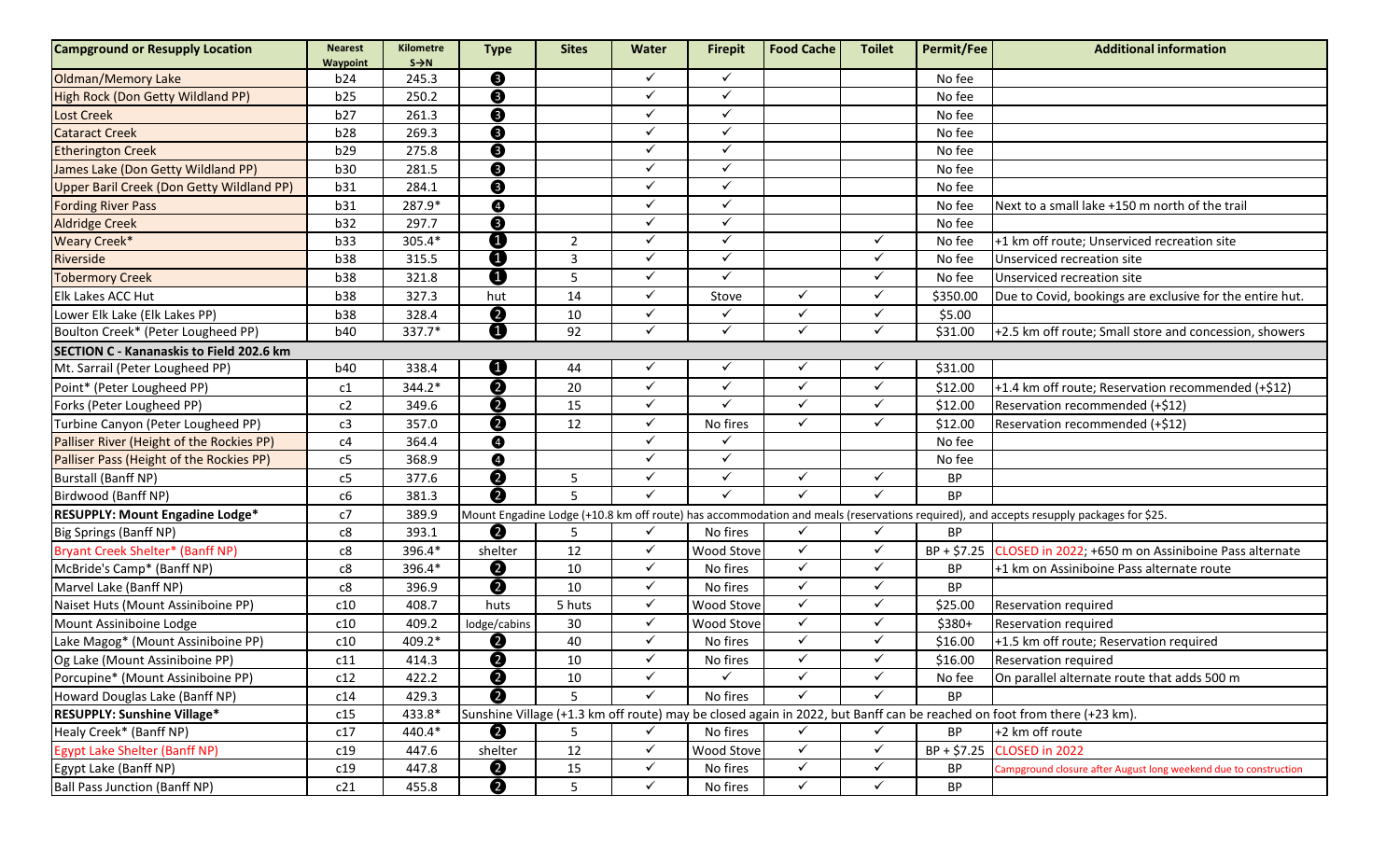| Campground or Resupply Location | Nearest Waypoint | Kilometre S→N | Type | Sites | Water | Firepit | Food Cache | Toilet | Permit/Fee | Additional information |
|---|---|---|---|---|---|---|---|---|---|---|
| Oldman/Memory Lake | b24 | 245.3 | ❸ | | ✓ | ✓ | | | No fee | |
| High Rock (Don Getty Wildland PP) | b25 | 250.2 | ❸ | | ✓ | ✓ | | | No fee | |
| Lost Creek | b27 | 261.3 | ❸ | | ✓ | ✓ | | | No fee | |
| Cataract Creek | b28 | 269.3 | ❸ | | ✓ | ✓ | | | No fee | |
| Etherington Creek | b29 | 275.8 | ❸ | | ✓ | ✓ | | | No fee | |
| James Lake (Don Getty Wildland PP) | b30 | 281.5 | ❸ | | ✓ | ✓ | | | No fee | |
| Upper Baril Creek (Don Getty Wildland PP) | b31 | 284.1 | ❸ | | ✓ | ✓ | | | No fee | |
| Fording River Pass | b31 | 287.9* | ❹ | | ✓ | ✓ | | | No fee | Next to a small lake +150 m north of the trail |
| Aldridge Creek | b32 | 297.7 | ❸ | | ✓ | ✓ | | | No fee | |
| Weary Creek* | b33 | 305.4* | ❶ | 2 | ✓ | ✓ | | ✓ | No fee | +1 km off route; Unserviced recreation site |
| Riverside | b38 | 315.5 | ❶ | 3 | ✓ | ✓ | | ✓ | No fee | Unserviced recreation site |
| Tobermory Creek | b38 | 321.8 | ❶ | 5 | ✓ | ✓ | | ✓ | No fee | Unserviced recreation site |
| Elk Lakes ACC Hut | b38 | 327.3 | hut | 14 | ✓ | Stove | ✓ | ✓ | $350.00 | Due to Covid, bookings are exclusive for the entire hut. |
| Lower Elk Lake (Elk Lakes PP) | b38 | 328.4 | ❷ | 10 | ✓ | ✓ | ✓ | ✓ | $5.00 | |
| Boulton Creek* (Peter Lougheed PP) | b40 | 337.7* | ❶ | 92 | ✓ | ✓ | ✓ | ✓ | $31.00 | +2.5 km off route; Small store and concession, showers |
| **SECTION C - Kananaskis to Field 202.6 km** | | | | | | | | | | |
| Mt. Sarrail (Peter Lougheed PP) | b40 | 338.4 | ❶ | 44 | ✓ | ✓ | ✓ | ✓ | $31.00 | |
| Point* (Peter Lougheed PP) | c1 | 344.2* | ❷ | 20 | ✓ | ✓ | ✓ | ✓ | $12.00 | +1.4 km off route; Reservation recommended (+$12) |
| Forks (Peter Lougheed PP) | c2 | 349.6 | ❷ | 15 | ✓ | ✓ | ✓ | ✓ | $12.00 | Reservation recommended (+$12) |
| Turbine Canyon (Peter Lougheed PP) | c3 | 357.0 | ❷ | 12 | ✓ | No fires | ✓ | ✓ | $12.00 | Reservation recommended (+$12) |
| Palliser River (Height of the Rockies PP) | c4 | 364.4 | ❹ | | ✓ | ✓ | | | No fee | |
| Palliser Pass (Height of the Rockies PP) | c5 | 368.9 | ❹ | | ✓ | ✓ | | | No fee | |
| Burstall (Banff NP) | c5 | 377.6 | ❷ | 5 | ✓ | ✓ | ✓ | ✓ | BP | |
| Birdwood (Banff NP) | c6 | 381.3 | ❷ | 5 | ✓ | ✓ | ✓ | ✓ | BP | |
| **RESUPPLY: Mount Engadine Lodge*** | c7 | 389.9 | Mount Engadine Lodge (+10.8 km off route) has accommodation and meals (reservations required), and accepts resupply packages for $25. | | | | | | | |
| Big Springs (Banff NP) | c8 | 393.1 | ❷ | 5 | ✓ | No fires | ✓ | ✓ | BP | |
| Bryant Creek Shelter* (Banff NP) | c8 | 396.4* | shelter | 12 | ✓ | Wood Stove | ✓ | ✓ | BP + $7.25 | CLOSED in 2022; +650 m on Assiniboine Pass alternate |
| McBride's Camp* (Banff NP) | c8 | 396.4* | ❷ | 10 | ✓ | No fires | ✓ | ✓ | BP | +1 km on Assiniboine Pass alternate route |
| Marvel Lake (Banff NP) | c8 | 396.9 | ❷ | 10 | ✓ | No fires | ✓ | ✓ | BP | |
| Naiset Huts (Mount Assiniboine PP) | c10 | 408.7 | huts | 5 huts | ✓ | Wood Stove | ✓ | ✓ | $25.00 | Reservation required |
| Mount Assiniboine Lodge | c10 | 409.2 | lodge/cabins | 30 | ✓ | Wood Stove | ✓ | ✓ | $380+ | Reservation required |
| Lake Magog* (Mount Assiniboine PP) | c10 | 409.2* | ❷ | 40 | ✓ | No fires | ✓ | ✓ | $16.00 | +1.5 km off route; Reservation required |
| Og Lake (Mount Assiniboine PP) | c11 | 414.3 | ❷ | 10 | ✓ | No fires | ✓ | ✓ | $16.00 | Reservation required |
| Porcupine* (Mount Assiniboine PP) | c12 | 422.2 | ❷ | 10 | ✓ | ✓ | ✓ | ✓ | No fee | On parallel alternate route that adds 500 m |
| Howard Douglas Lake (Banff NP) | c14 | 429.3 | ❷ | 5 | ✓ | No fires | ✓ | ✓ | BP | |
| **RESUPPLY: Sunshine Village*** | c15 | 433.8* | Sunshine Village (+1.3 km off route) may be closed again in 2022, but Banff can be reached on foot from there (+23 km). | | | | | | | |
| Healy Creek* (Banff NP) | c17 | 440.4* | ❷ | 5 | ✓ | No fires | ✓ | ✓ | BP | +2 km off route |
| Egypt Lake Shelter (Banff NP) | c19 | 447.6 | shelter | 12 | ✓ | Wood Stove | ✓ | ✓ | BP + $7.25 | CLOSED in 2022 |
| Egypt Lake (Banff NP) | c19 | 447.8 | ❷ | 15 | ✓ | No fires | ✓ | ✓ | BP | Campground closure after August long weekend due to construction |
| Ball Pass Junction (Banff NP) | c21 | 455.8 | ❷ | 5 | ✓ | No fires | ✓ | ✓ | BP | |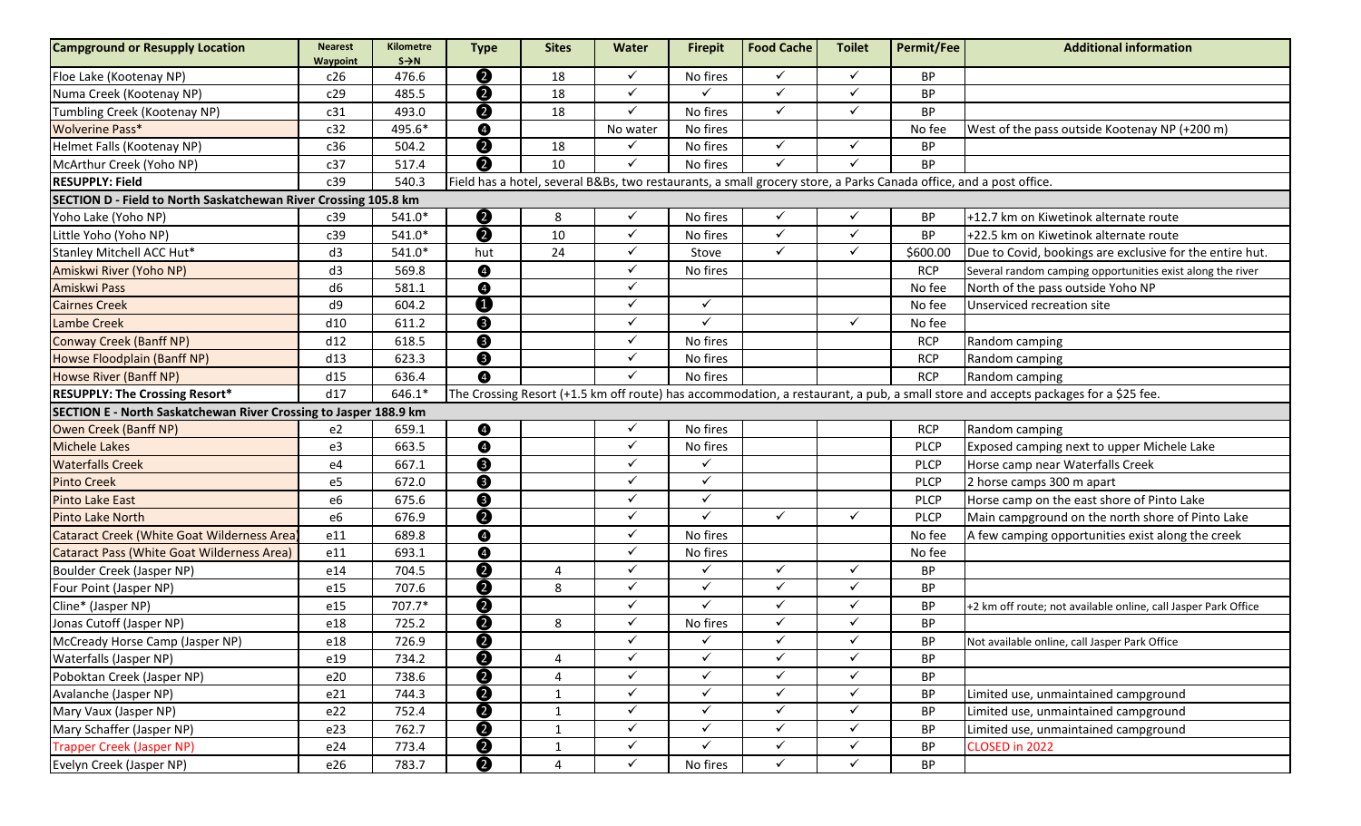| Campground or Resupply Location | Nearest Waypoint | Kilometre S→N | Type | Sites | Water | Firepit | Food Cache | Toilet | Permit/Fee | Additional information |
|---|---|---|---|---|---|---|---|---|---|---|
| Floe Lake (Kootenay NP) | c26 | 476.6 | ❷ | 18 | ✓ | No fires | ✓ | ✓ | BP | |
| Numa Creek (Kootenay NP) | c29 | 485.5 | ❷ | 18 | ✓ | ✓ | ✓ | ✓ | BP | |
| Tumbling Creek (Kootenay NP) | c31 | 493.0 | ❷ | 18 | ✓ | No fires | ✓ | ✓ | BP | |
| Wolverine Pass* | c32 | 495.6* | ❹ | | No water | No fires | | | No fee | West of the pass outside Kootenay NP (+200 m) |
| Helmet Falls (Kootenay NP) | c36 | 504.2 | ❷ | 18 | ✓ | No fires | ✓ | ✓ | BP | |
| McArthur Creek (Yoho NP) | c37 | 517.4 | ❷ | 10 | ✓ | No fires | ✓ | ✓ | BP | |
| **RESUPPLY: Field** | c39 | 540.3 | Field has a hotel, several B&Bs, two restaurants, a small grocery store, a Parks Canada office, and a post office. | | | | | | | |
| **SECTION D - Field to North Saskatchewan River Crossing 105.8 km** | | | | | | | | | | |
| Yoho Lake (Yoho NP) | c39 | 541.0* | ❷ | 8 | ✓ | No fires | ✓ | ✓ | BP | +12.7 km on Kiwetinok alternate route |
| Little Yoho (Yoho NP) | c39 | 541.0* | ❷ | 10 | ✓ | No fires | ✓ | ✓ | BP | +22.5 km on Kiwetinok alternate route |
| Stanley Mitchell ACC Hut* | d3 | 541.0* | hut | 24 | ✓ | Stove | ✓ | ✓ | $600.00 | Due to Covid, bookings are exclusive for the entire hut. |
| Amiskwi River (Yoho NP) | d3 | 569.8 | ❹ | | ✓ | No fires | | | RCP | Several random camping opportunities exist along the river |
| Amiskwi Pass | d6 | 581.1 | ❹ | | ✓ | | | | No fee | North of the pass outside Yoho NP |
| Cairnes Creek | d9 | 604.2 | ❶ | | ✓ | ✓ | | | No fee | Unserviced recreation site |
| Lambe Creek | d10 | 611.2 | ❸ | | ✓ | ✓ | | ✓ | No fee | |
| Conway Creek (Banff NP) | d12 | 618.5 | ❸ | | ✓ | No fires | | | RCP | Random camping |
| Howse Floodplain (Banff NP) | d13 | 623.3 | ❸ | | ✓ | No fires | | | RCP | Random camping |
| Howse River (Banff NP) | d15 | 636.4 | ❹ | | ✓ | No fires | | | RCP | Random camping |
| **RESUPPLY: The Crossing Resort*** | d17 | 646.1* | The Crossing Resort (+1.5 km off route) has accommodation, a restaurant, a pub, a small store and accepts packages for a $25 fee. | | | | | | | |
| **SECTION E - North Saskatchewan River Crossing to Jasper 188.9 km** | | | | | | | | | | |
| Owen Creek (Banff NP) | e2 | 659.1 | ❹ | | ✓ | No fires | | | RCP | Random camping |
| Michele Lakes | e3 | 663.5 | ❹ | | ✓ | No fires | | | PLCP | Exposed camping next to upper Michele Lake |
| Waterfalls Creek | e4 | 667.1 | ❸ | | ✓ | ✓ | | | PLCP | Horse camp near Waterfalls Creek |
| Pinto Creek | e5 | 672.0 | ❸ | | ✓ | ✓ | | | PLCP | 2 horse camps 300 m apart |
| Pinto Lake East | e6 | 675.6 | ❸ | | ✓ | ✓ | | | PLCP | Horse camp on the east shore of Pinto Lake |
| Pinto Lake North | e6 | 676.9 | ❷ | | ✓ | ✓ | ✓ | ✓ | PLCP | Main campground on the north shore of Pinto Lake |
| Cataract Creek (White Goat Wilderness Area) | e11 | 689.8 | ❹ | | ✓ | No fires | | | No fee | A few camping opportunities exist along the creek |
| Cataract Pass (White Goat Wilderness Area) | e11 | 693.1 | ❹ | | ✓ | No fires | | | No fee | |
| Boulder Creek (Jasper NP) | e14 | 704.5 | ❷ | 4 | ✓ | ✓ | ✓ | ✓ | BP | |
| Four Point (Jasper NP) | e15 | 707.6 | ❷ | 8 | ✓ | ✓ | ✓ | ✓ | BP | |
| Cline* (Jasper NP) | e15 | 707.7* | ❷ | | ✓ | ✓ | ✓ | ✓ | BP | +2 km off route; not available online, call Jasper Park Office |
| Jonas Cutoff (Jasper NP) | e18 | 725.2 | ❷ | 8 | ✓ | No fires | ✓ | ✓ | BP | |
| McCready Horse Camp (Jasper NP) | e18 | 726.9 | ❷ | | ✓ | ✓ | ✓ | ✓ | BP | Not available online, call Jasper Park Office |
| Waterfalls (Jasper NP) | e19 | 734.2 | ❷ | 4 | ✓ | ✓ | ✓ | ✓ | BP | |
| Poboktan Creek (Jasper NP) | e20 | 738.6 | ❷ | 4 | ✓ | ✓ | ✓ | ✓ | BP | |
| Avalanche (Jasper NP) | e21 | 744.3 | ❷ | 1 | ✓ | ✓ | ✓ | ✓ | BP | Limited use, unmaintained campground |
| Mary Vaux (Jasper NP) | e22 | 752.4 | ❷ | 1 | ✓ | ✓ | ✓ | ✓ | BP | Limited use, unmaintained campground |
| Mary Schaffer (Jasper NP) | e23 | 762.7 | ❷ | 1 | ✓ | ✓ | ✓ | ✓ | BP | Limited use, unmaintained campground |
| Trapper Creek (Jasper NP) | e24 | 773.4 | ❷ | 1 | ✓ | ✓ | ✓ | ✓ | BP | CLOSED in 2022 |
| Evelyn Creek (Jasper NP) | e26 | 783.7 | ❷ | 4 | ✓ | No fires | ✓ | ✓ | BP | |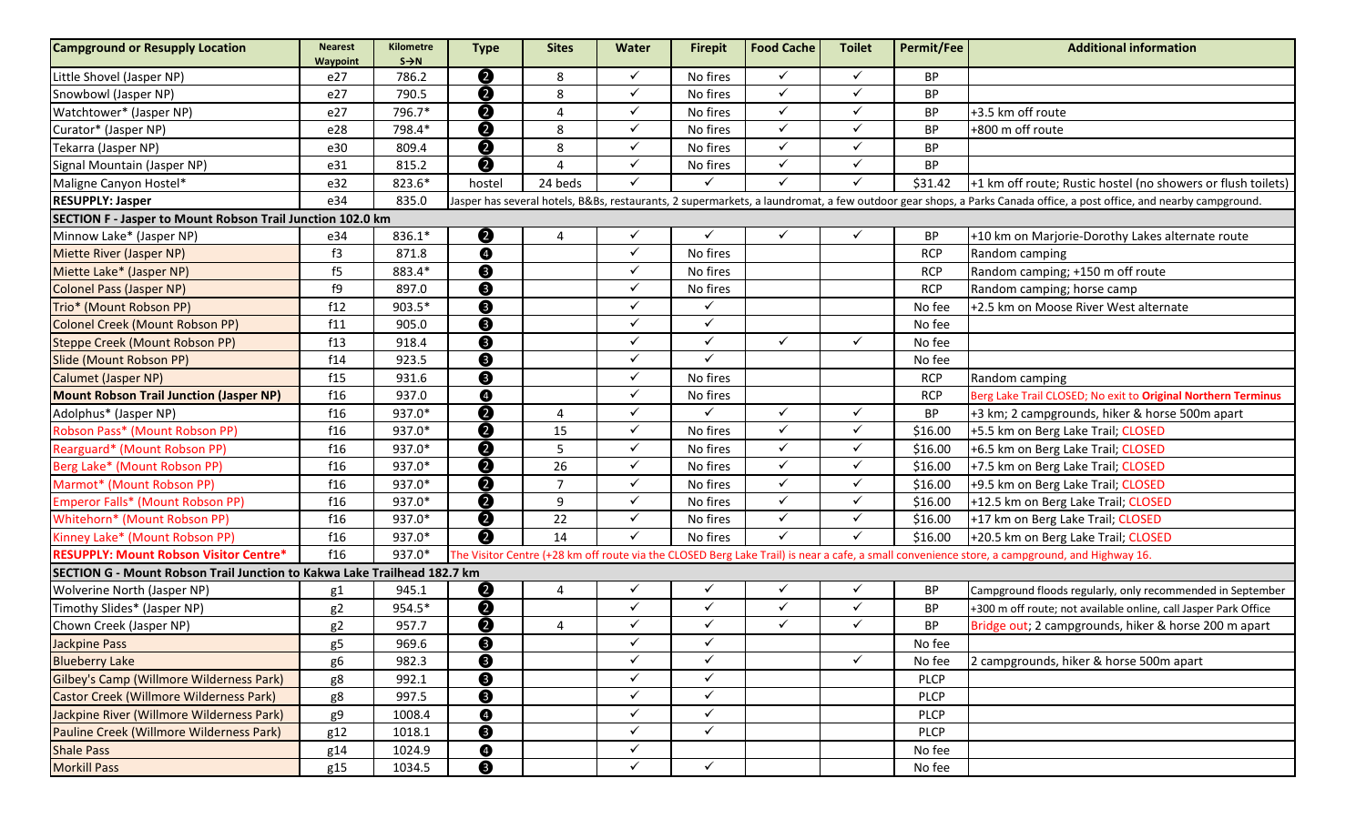| Campground or Resupply Location | Nearest Waypoint | Kilometre S→N | Type | Sites | Water | Firepit | Food Cache | Toilet | Permit/Fee | Additional information |
|---|---|---|---|---|---|---|---|---|---|---|
| Little Shovel (Jasper NP) | e27 | 786.2 | ❷ | 8 | ✓ | No fires | ✓ | ✓ | BP | |
| Snowbowl (Jasper NP) | e27 | 790.5 | ❷ | 8 | ✓ | No fires | ✓ | ✓ | BP | |
| Watchtower* (Jasper NP) | e27 | 796.7* | ❷ | 4 | ✓ | No fires | ✓ | ✓ | BP | +3.5 km off route |
| Curator* (Jasper NP) | e28 | 798.4* | ❷ | 8 | ✓ | No fires | ✓ | ✓ | BP | +800 m off route |
| Tekarra (Jasper NP) | e30 | 809.4 | ❷ | 8 | ✓ | No fires | ✓ | ✓ | BP | |
| Signal Mountain (Jasper NP) | e31 | 815.2 | ❷ | 4 | ✓ | No fires | ✓ | ✓ | BP | |
| Maligne Canyon Hostel* | e32 | 823.6* | hostel | 24 beds | ✓ | ✓ | ✓ | ✓ | $31.42 | +1 km off route; Rustic hostel (no showers or flush toilets) |
| **RESUPPLY: Jasper** | e34 | 835.0 | Jasper has several hotels, B&Bs, restaurants, 2 supermarkets, a laundromat, a few outdoor gear shops, a Parks Canada office, a post office, and nearby campground. | | | | | | | |
| **SECTION F - Jasper to Mount Robson Trail Junction 102.0 km** | | | | | | | | | | |
| Minnow Lake* (Jasper NP) | e34 | 836.1* | ❷ | 4 | ✓ | ✓ | ✓ | ✓ | BP | +10 km on Marjorie-Dorothy Lakes alternate route |
| Miette River (Jasper NP) | f3 | 871.8 | ❹ | | ✓ | No fires | | | RCP | Random camping |
| Miette Lake* (Jasper NP) | f5 | 883.4* | ❸ | | ✓ | No fires | | | RCP | Random camping; +150 m off route |
| Colonel Pass (Jasper NP) | f9 | 897.0 | ❸ | | ✓ | No fires | | | RCP | Random camping; horse camp |
| Trio* (Mount Robson PP) | f12 | 903.5* | ❸ | | ✓ | ✓ | | | No fee | +2.5 km on Moose River West alternate |
| Colonel Creek (Mount Robson PP) | f11 | 905.0 | ❸ | | ✓ | ✓ | | | No fee | |
| Steppe Creek (Mount Robson PP) | f13 | 918.4 | ❸ | | ✓ | ✓ | ✓ | ✓ | No fee | |
| Slide (Mount Robson PP) | f14 | 923.5 | ❸ | | ✓ | ✓ | | | No fee | |
| Calumet (Jasper NP) | f15 | 931.6 | ❸ | | ✓ | No fires | | | RCP | Random camping |
| **Mount Robson Trail Junction (Jasper NP)** | f16 | 937.0 | ❹ | | ✓ | No fires | | | RCP | Berg Lake Trail CLOSED; No exit to **Original Northern Terminus** |
| Adolphus* (Jasper NP) | f16 | 937.0* | ❷ | 4 | ✓ | ✓ | ✓ | ✓ | BP | +3 km; 2 campgrounds, hiker & horse 500m apart |
| Robson Pass* (Mount Robson PP) | f16 | 937.0* | ❷ | 15 | ✓ | No fires | ✓ | ✓ | $16.00 | +5.5 km on Berg Lake Trail; CLOSED |
| Rearguard* (Mount Robson PP) | f16 | 937.0* | ❷ | 5 | ✓ | No fires | ✓ | ✓ | $16.00 | +6.5 km on Berg Lake Trail; CLOSED |
| Berg Lake* (Mount Robson PP) | f16 | 937.0* | ❷ | 26 | ✓ | No fires | ✓ | ✓ | $16.00 | +7.5 km on Berg Lake Trail; CLOSED |
| Marmot* (Mount Robson PP) | f16 | 937.0* | ❷ | 7 | ✓ | No fires | ✓ | ✓ | $16.00 | +9.5 km on Berg Lake Trail; CLOSED |
| Emperor Falls* (Mount Robson PP) | f16 | 937.0* | ❷ | 9 | ✓ | No fires | ✓ | ✓ | $16.00 | +12.5 km on Berg Lake Trail; CLOSED |
| Whitehorn* (Mount Robson PP) | f16 | 937.0* | ❷ | 22 | ✓ | No fires | ✓ | ✓ | $16.00 | +17 km on Berg Lake Trail; CLOSED |
| Kinney Lake* (Mount Robson PP) | f16 | 937.0* | ❷ | 14 | ✓ | No fires | ✓ | ✓ | $16.00 | +20.5 km on Berg Lake Trail; CLOSED |
| **RESUPPLY: Mount Robson Visitor Centre*** | f16 | 937.0* | The Visitor Centre (+28 km off route via the CLOSED Berg Lake Trail) is near a cafe, a small convenience store, a campground, and Highway 16. | | | | | | | |
| **SECTION G - Mount Robson Trail Junction to Kakwa Lake Trailhead 182.7 km** | | | | | | | | | | |
| Wolverine North (Jasper NP) | g1 | 945.1 | ❷ | 4 | ✓ | ✓ | ✓ | ✓ | BP | Campground floods regularly, only recommended in September |
| Timothy Slides* (Jasper NP) | g2 | 954.5* | ❷ | | ✓ | ✓ | ✓ | ✓ | BP | +300 m off route; not available online, call Jasper Park Office |
| Chown Creek (Jasper NP) | g2 | 957.7 | ❷ | 4 | ✓ | ✓ | ✓ | ✓ | BP | Bridge out; 2 campgrounds, hiker & horse 200 m apart |
| Jackpine Pass | g5 | 969.6 | ❸ | | ✓ | ✓ | | | No fee | |
| Blueberry Lake | g6 | 982.3 | ❸ | | ✓ | ✓ | | ✓ | No fee | 2 campgrounds, hiker & horse 500m apart |
| Gilbey's Camp (Willmore Wilderness Park) | g8 | 992.1 | ❸ | | ✓ | ✓ | | | PLCP | |
| Castor Creek (Willmore Wilderness Park) | g8 | 997.5 | ❸ | | ✓ | ✓ | | | PLCP | |
| Jackpine River (Willmore Wilderness Park) | g9 | 1008.4 | ❹ | | ✓ | ✓ | | | PLCP | |
| Pauline Creek (Willmore Wilderness Park) | g12 | 1018.1 | ❸ | | ✓ | ✓ | | | PLCP | |
| Shale Pass | g14 | 1024.9 | ❹ | | ✓ | | | | No fee | |
| Morkill Pass | g15 | 1034.5 | ❸ | | ✓ | ✓ | | | No fee | |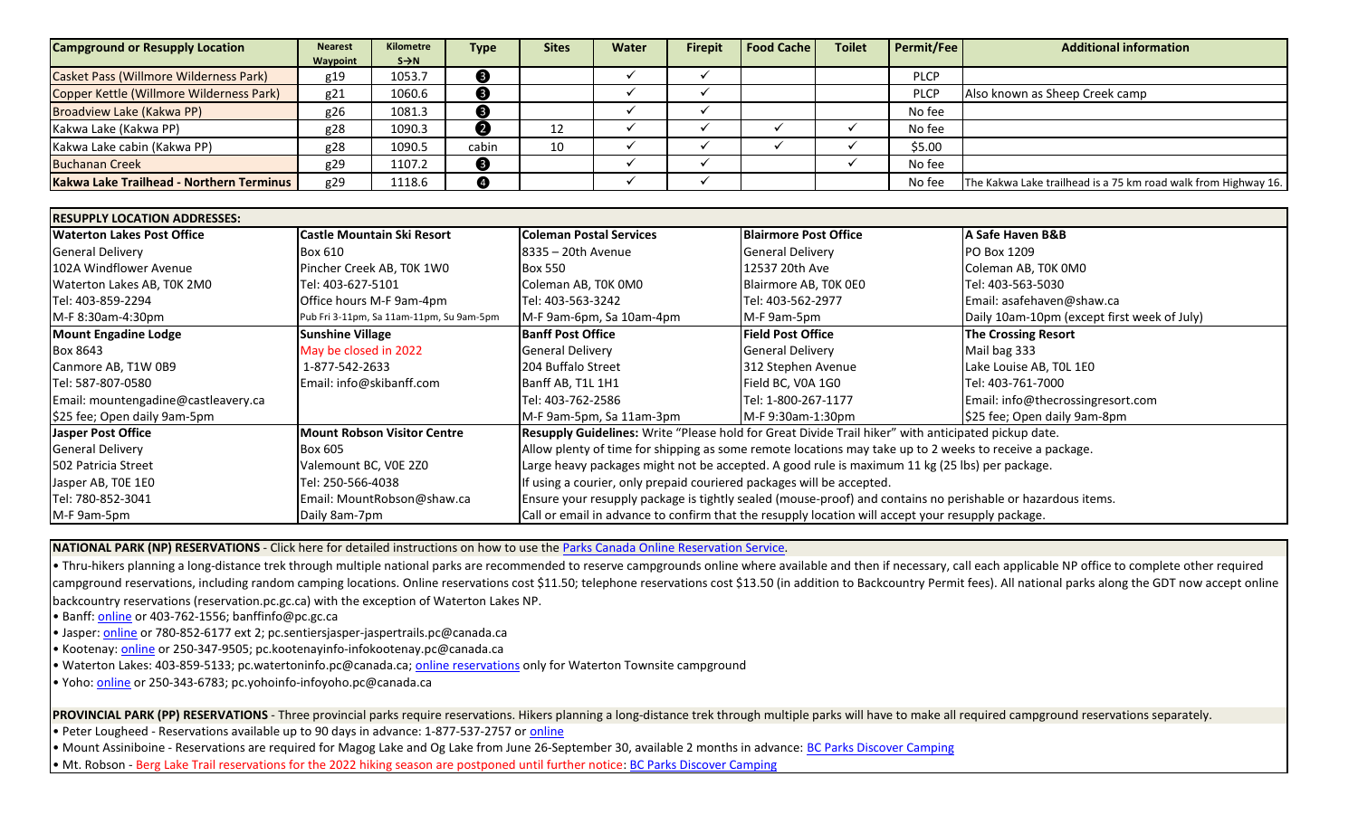| Campground or Resupply Location | Nearest Waypoint | Kilometre S→N | Type | Sites | Water | Firepit | Food Cache | Toilet | Permit/Fee | Additional information |
|---|---|---|---|---|---|---|---|---|---|---|
| Casket Pass (Willmore Wilderness Park) | g19 | 1053.7 | ❸ | | ✓ | ✓ | | | PLCP | |
| Copper Kettle (Willmore Wilderness Park) | g21 | 1060.6 | ❸ | | ✓ | ✓ | | | PLCP | Also known as Sheep Creek camp |
| Broadview Lake (Kakwa PP) | g26 | 1081.3 | ❸ | | ✓ | ✓ | | | No fee | |
| Kakwa Lake (Kakwa PP) | g28 | 1090.3 | ❷ | 12 | ✓ | ✓ | ✓ | ✓ | No fee | |
| Kakwa Lake cabin (Kakwa PP) | g28 | 1090.5 | cabin | 10 | ✓ | ✓ | ✓ | ✓ | $5.00 | |
| Buchanan Creek | g29 | 1107.2 | ❸ | | ✓ | ✓ | | ✓ | No fee | |
| **Kakwa Lake Trailhead - Northern Terminus** | g29 | 1118.6 | ❹ | | ✓ | ✓ | | | No fee | The Kakwa Lake trailhead is a 75 km road walk from Highway 16. |

**RESUPPLY LOCATION ADDRESSES:**

| | | | | |
|---|---|---|---|---|
| **Waterton Lakes Post Office** | **Castle Mountain Ski Resort** | **Coleman Postal Services** | **Blairmore Post Office** | **A Safe Haven B&B** |
| General Delivery | Box 610 | 8335 – 20th Avenue | General Delivery | PO Box 1209 |
| 102A Windflower Avenue | Pincher Creek AB, T0K 1W0 | Box 550 | 12537 20th Ave | Coleman AB, T0K 0M0 |
| Waterton Lakes AB, T0K 2M0 | Tel: 403-627-5101 | Coleman AB, T0K 0M0 | Blairmore AB, T0K 0E0 | Tel: 403-563-5030 |
| Tel: 403-859-2294 | Office hours M-F 9am-4pm | Tel: 403-563-3242 | Tel: 403-562-2977 | Email: asafehaven@shaw.ca |
| M-F 8:30am-4:30pm | Pub Fri 3-11pm, Sa 11am-11pm, Su 9am-5pm | M-F 9am-6pm, Sa 10am-4pm | M-F 9am-5pm | Daily 10am-10pm (except first week of July) |
| **Mount Engadine Lodge** | **Sunshine Village** | **Banff Post Office** | **Field Post Office** | **The Crossing Resort** |
| Box 8643 | May be closed in 2022 | General Delivery | General Delivery | Mail bag 333 |
| Canmore AB, T1W 0B9 | 1-877-542-2633 | 204 Buffalo Street | 312 Stephen Avenue | Lake Louise AB, T0L 1E0 |
| Tel: 587-807-0580 | Email: info@skibanff.com | Banff AB, T1L 1H1 | Field BC, V0A 1G0 | Tel: 403-761-7000 |
| Email: mountengadine@castleavery.ca | | Tel: 403-762-2586 | Tel: 1-800-267-1177 | Email: info@thecrossingresort.com |
| $25 fee; Open daily 9am-5pm | | M-F 9am-5pm, Sa 11am-3pm | M-F 9:30am-1:30pm | $25 fee; Open daily 9am-8pm |
| **Jasper Post Office** | **Mount Robson Visitor Centre** | **Resupply Guidelines:** Write "Please hold for Great Divide Trail hiker" with anticipated pickup date. | | |
| General Delivery | Box 605 | Allow plenty of time for shipping as some remote locations may take up to 2 weeks to receive a package. | | |
| 502 Patricia Street | Valemount BC, V0E 2Z0 | Large heavy packages might not be accepted. A good rule is maximum 11 kg (25 lbs) per package. | | |
| Jasper AB, T0E 1E0 | Tel: 250-566-4038 | If using a courier, only prepaid couriered packages will be accepted. | | |
| Tel: 780-852-3041 | Email: MountRobson@shaw.ca | Ensure your resupply package is tightly sealed (mouse-proof) and contains no perishable or hazardous items. | | |
| M-F 9am-5pm | Daily 8am-7pm | Call or email in advance to confirm that the resupply location will accept your resupply package. | | |

**NATIONAL PARK (NP) RESERVATIONS** - Click here for detailed instructions on how to use the Parks Canada Online Reservation Service.

- Thru-hikers planning a long-distance trek through multiple national parks are recommended to reserve campgrounds online where available and then if necessary, call each applicable NP office to complete other required campground reservations, including random camping locations. Online reservations cost $11.50; telephone reservations cost $13.50 (in addition to Backcountry Permit fees). All national parks along the GDT now accept online backcountry reservations (reservation.pc.gc.ca) with the exception of Waterton Lakes NP.
- Banff: online or 403-762-1556; banffinfo@pc.gc.ca
- Jasper: online or 780-852-6177 ext 2; pc.sentiersjasper-jaspertrails.pc@canada.ca
- Kootenay: online or 250-347-9505; pc.kootenayinfo-infokootenay.pc@canada.ca
- Waterton Lakes: 403-859-5133; pc.watertoninfo.pc@canada.ca; online reservations only for Waterton Townsite campground
- Yoho: online or 250-343-6783; pc.yohoinfo-infoyoho.pc@canada.ca

**PROVINCIAL PARK (PP) RESERVATIONS** - Three provincial parks require reservations. Hikers planning a long-distance trek through multiple parks will have to make all required campground reservations separately.

- Peter Lougheed - Reservations available up to 90 days in advance: 1-877-537-2757 or online
- Mount Assiniboine - Reservations are required for Magog Lake and Og Lake from June 26-September 30, available 2 months in advance: BC Parks Discover Camping
- Mt. Robson - Berg Lake Trail reservations for the 2022 hiking season are postponed until further notice: BC Parks Discover Camping